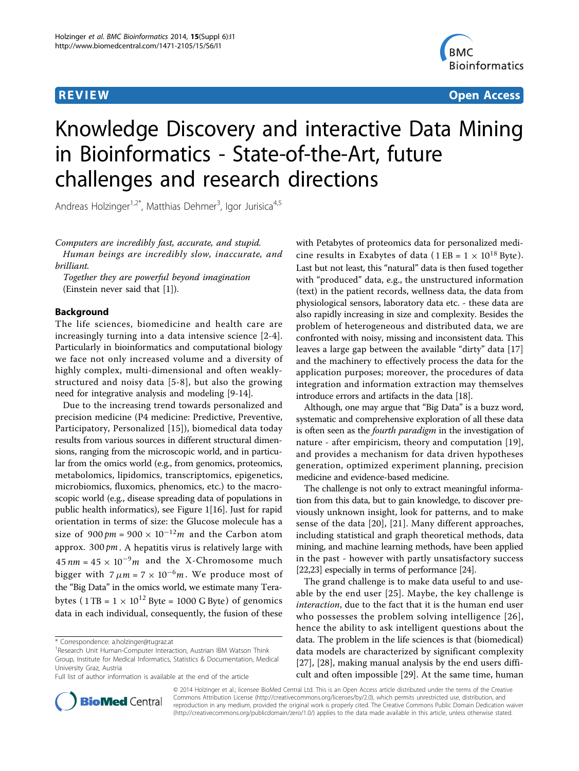# Knowledge Discovery and interactive Data Mining in Bioinformatics - State-of-the-Art, future challenges and research directions

Andreas Holzinger[1,2*], Matthias Dehmer[3], Igor Jurisica[4,5]

*Computers are incredibly fast, accurate, and stupid.*
*Human beings are incredibly slow, inaccurate, and brilliant.*
*Together they are powerful beyond imagination*
(Einstein never said that [1]).

## Background

The life sciences, biomedicine and health care are increasingly turning into a data intensive science [2-4]. Particularly in bioinformatics and computational biology we face not only increased volume and a diversity of highly complex, multi-dimensional and often weakly-structured and noisy data [5-8], but also the growing need for integrative analysis and modeling [9-14].

Due to the increasing trend towards personalized and precision medicine (P4 medicine: Predictive, Preventive, Participatory, Personalized [15]), biomedical data today results from various sources in different structural dimensions, ranging from the microscopic world, and in particular from the omics world (e.g., from genomics, proteomics, metabolomics, lipidomics, transcriptomics, epigenetics, microbiomics, fluxomics, phenomics, etc.) to the macroscopic world (e.g., disease spreading data of populations in public health informatics), see Figure 1[16]. Just for rapid orientation in terms of size: the Glucose molecule has a size of $900\,pm = 900 \times 10^{-12} m$ and the Carbon atom approx. $300\,pm$. A hepatitis virus is relatively large with $45\,nm = 45 \times 10^{-9} m$ and the X-Chromosome much bigger with $7\,\mu m = 7 \times 10^{-6} m$. We produce most of the "Big Data" in the omics world, we estimate many Terabytes ($1\,\text{TB} = 1 \times 10^{12}$ Byte = 1000 G Byte) of genomics data in each individual, consequently, the fusion of these with Petabytes of proteomics data for personalized medicine results in Exabytes of data ($1\,\text{EB} = 1 \times 10^{18}$ Byte). Last but not least, this "natural" data is then fused together with "produced" data, e.g., the unstructured information (text) in the patient records, wellness data, the data from physiological sensors, laboratory data etc. - these data are also rapidly increasing in size and complexity. Besides the problem of heterogeneous and distributed data, we are confronted with noisy, missing and inconsistent data. This leaves a large gap between the available "dirty" data [17] and the machinery to effectively process the data for the application purposes; moreover, the procedures of data integration and information extraction may themselves introduce errors and artifacts in the data [18].

Although, one may argue that "Big Data" is a buzz word, systematic and comprehensive exploration of all these data is often seen as the *fourth paradigm* in the investigation of nature - after empiricism, theory and computation [19], and provides a mechanism for data driven hypotheses generation, optimized experiment planning, precision medicine and evidence-based medicine.

The challenge is not only to extract meaningful information from this data, but to gain knowledge, to discover previously unknown insight, look for patterns, and to make sense of the data [20], [21]. Many different approaches, including statistical and graph theoretical methods, data mining, and machine learning methods, have been applied in the past - however with partly unsatisfactory success [22,23] especially in terms of performance [24].

The grand challenge is to make data useful to and useable by the end user [25]. Maybe, the key challenge is *interaction*, due to the fact that it is the human end user who possesses the problem solving intelligence [26], hence the ability to ask intelligent questions about the data. The problem in the life sciences is that (biomedical) data models are characterized by significant complexity [27], [28], making manual analysis by the end users difficult and often impossible [29]. At the same time, human

\* Correspondence: a.holzinger@tugraz.at
[1]Research Unit Human-Computer Interaction, Austrian IBM Watson Think Group, Institute for Medical Informatics, Statistics & Documentation, Medical University Graz, Austria
Full list of author information is available at the end of the article

© 2014 Holzinger et al.; licensee BioMed Central Ltd. This is an Open Access article distributed under the terms of the Creative Commons Attribution License (http://creativecommons.org/licenses/by/2.0), which permits unrestricted use, distribution, and reproduction in any medium, provided the original work is properly cited. The Creative Commons Public Domain Dedication waiver (http://creativecommons.org/publicdomain/zero/1.0/) applies to the data made available in this article, unless otherwise stated.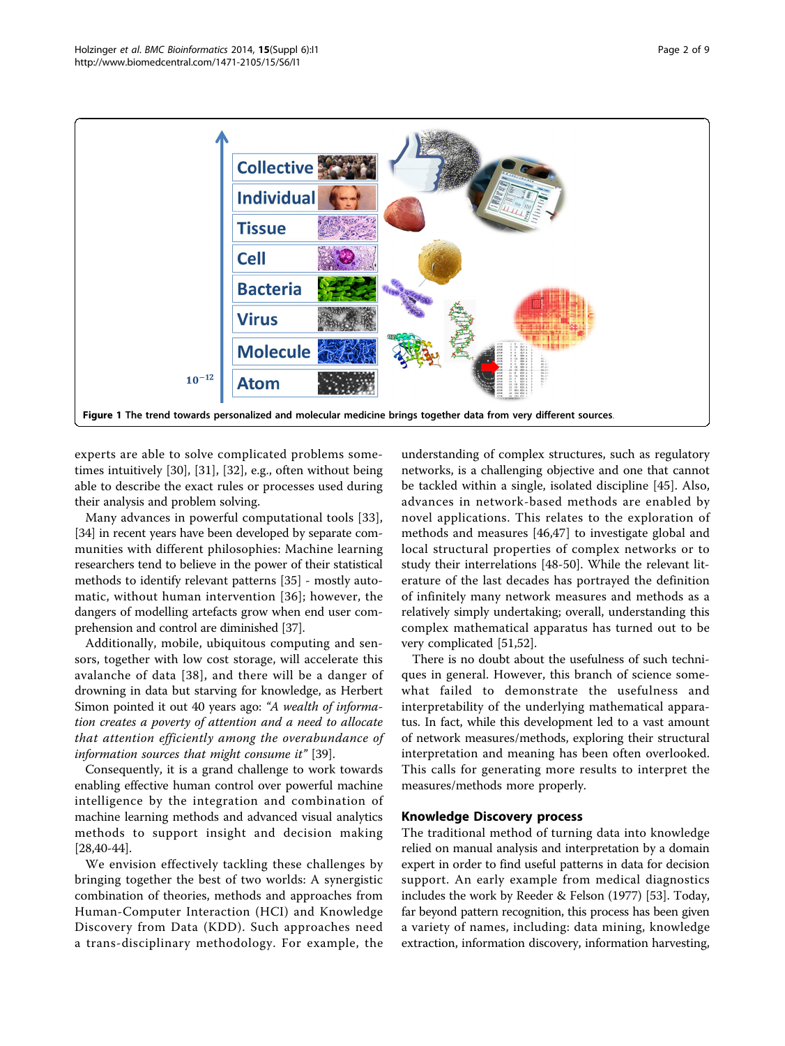Figure 1 The trend towards personalized and molecular medicine brings together data from very different sources.

experts are able to solve complicated problems sometimes intuitively [30], [31], [32], e.g., often without being able to describe the exact rules or processes used during their analysis and problem solving.

Many advances in powerful computational tools [33], [34] in recent years have been developed by separate communities with different philosophies: Machine learning researchers tend to believe in the power of their statistical methods to identify relevant patterns [35] - mostly automatic, without human intervention [36]; however, the dangers of modelling artefacts grow when end user comprehension and control are diminished [37].

Additionally, mobile, ubiquitous computing and sensors, together with low cost storage, will accelerate this avalanche of data [38], and there will be a danger of drowning in data but starving for knowledge, as Herbert Simon pointed it out 40 years ago: *"A wealth of information creates a poverty of attention and a need to allocate that attention efficiently among the overabundance of information sources that might consume it"* [39].

Consequently, it is a grand challenge to work towards enabling effective human control over powerful machine intelligence by the integration and combination of machine learning methods and advanced visual analytics methods to support insight and decision making [28,40-44].

We envision effectively tackling these challenges by bringing together the best of two worlds: A synergistic combination of theories, methods and approaches from Human-Computer Interaction (HCI) and Knowledge Discovery from Data (KDD). Such approaches need a trans-disciplinary methodology. For example, the understanding of complex structures, such as regulatory networks, is a challenging objective and one that cannot be tackled within a single, isolated discipline [45]. Also, advances in network-based methods are enabled by novel applications. This relates to the exploration of methods and measures [46,47] to investigate global and local structural properties of complex networks or to study their interrelations [48-50]. While the relevant literature of the last decades has portrayed the definition of infinitely many network measures and methods as a relatively simply undertaking; overall, understanding this complex mathematical apparatus has turned out to be very complicated [51,52].

There is no doubt about the usefulness of such techniques in general. However, this branch of science somewhat failed to demonstrate the usefulness and interpretability of the underlying mathematical apparatus. In fact, while this development led to a vast amount of network measures/methods, exploring their structural interpretation and meaning has been often overlooked. This calls for generating more results to interpret the measures/methods more properly.

## Knowledge Discovery process

The traditional method of turning data into knowledge relied on manual analysis and interpretation by a domain expert in order to find useful patterns in data for decision support. An early example from medical diagnostics includes the work by Reeder & Felson (1977) [53]. Today, far beyond pattern recognition, this process has been given a variety of names, including: data mining, knowledge extraction, information discovery, information harvesting,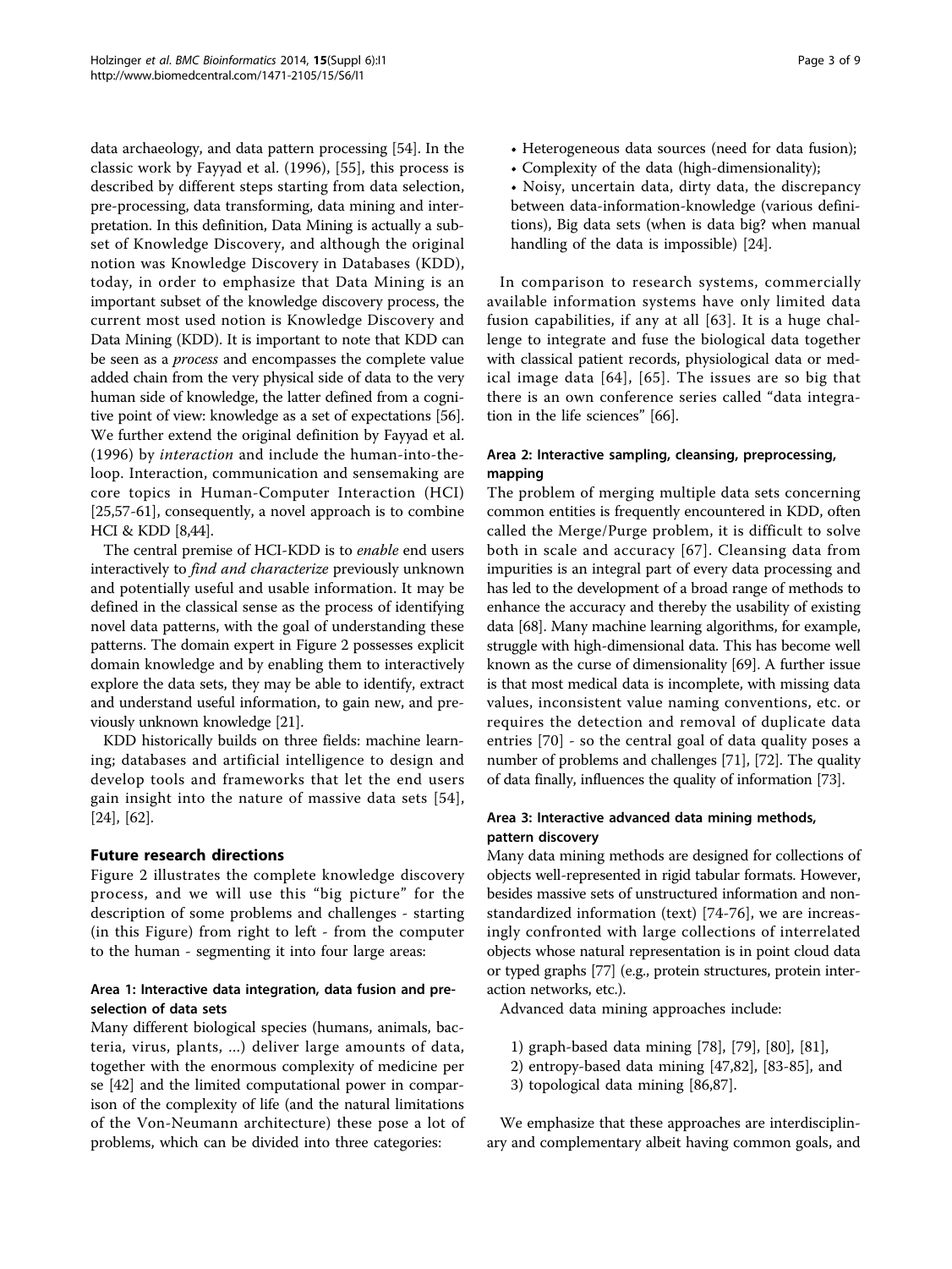data archaeology, and data pattern processing [54]. In the classic work by Fayyad et al. (1996), [55], this process is described by different steps starting from data selection, pre-processing, data transforming, data mining and interpretation. In this definition, Data Mining is actually a subset of Knowledge Discovery, and although the original notion was Knowledge Discovery in Databases (KDD), today, in order to emphasize that Data Mining is an important subset of the knowledge discovery process, the current most used notion is Knowledge Discovery and Data Mining (KDD). It is important to note that KDD can be seen as a *process* and encompasses the complete value added chain from the very physical side of data to the very human side of knowledge, the latter defined from a cognitive point of view: knowledge as a set of expectations [56]. We further extend the original definition by Fayyad et al. (1996) by *interaction* and include the human-into-the-loop. Interaction, communication and sensemaking are core topics in Human-Computer Interaction (HCI) [25,57-61], consequently, a novel approach is to combine HCI & KDD [8,44].

The central premise of HCI-KDD is to *enable* end users interactively to *find and characterize* previously unknown and potentially useful and usable information. It may be defined in the classical sense as the process of identifying novel data patterns, with the goal of understanding these patterns. The domain expert in Figure 2 possesses explicit domain knowledge and by enabling them to interactively explore the data sets, they may be able to identify, extract and understand useful information, to gain new, and previously unknown knowledge [21].

KDD historically builds on three fields: machine learning; databases and artificial intelligence to design and develop tools and frameworks that let the end users gain insight into the nature of massive data sets [54], [24], [62].

## Future research directions

Figure 2 illustrates the complete knowledge discovery process, and we will use this "big picture" for the description of some problems and challenges - starting (in this Figure) from right to left - from the computer to the human - segmenting it into four large areas:

### Area 1: Interactive data integration, data fusion and pre-selection of data sets

Many different biological species (humans, animals, bacteria, virus, plants, ...) deliver large amounts of data, together with the enormous complexity of medicine per se [42] and the limited computational power in comparison of the complexity of life (and the natural limitations of the Von-Neumann architecture) these pose a lot of problems, which can be divided into three categories:

- Heterogeneous data sources (need for data fusion);
- Complexity of the data (high-dimensionality);
- Noisy, uncertain data, dirty data, the discrepancy between data-information-knowledge (various definitions), Big data sets (when is data big? when manual handling of the data is impossible) [24].

In comparison to research systems, commercially available information systems have only limited data fusion capabilities, if any at all [63]. It is a huge challenge to integrate and fuse the biological data together with classical patient records, physiological data or medical image data [64], [65]. The issues are so big that there is an own conference series called "data integration in the life sciences" [66].

### Area 2: Interactive sampling, cleansing, preprocessing, mapping

The problem of merging multiple data sets concerning common entities is frequently encountered in KDD, often called the Merge/Purge problem, it is difficult to solve both in scale and accuracy [67]. Cleansing data from impurities is an integral part of every data processing and has led to the development of a broad range of methods to enhance the accuracy and thereby the usability of existing data [68]. Many machine learning algorithms, for example, struggle with high-dimensional data. This has become well known as the curse of dimensionality [69]. A further issue is that most medical data is incomplete, with missing data values, inconsistent value naming conventions, etc. or requires the detection and removal of duplicate data entries [70] - so the central goal of data quality poses a number of problems and challenges [71], [72]. The quality of data finally, influences the quality of information [73].

### Area 3: Interactive advanced data mining methods, pattern discovery

Many data mining methods are designed for collections of objects well-represented in rigid tabular formats. However, besides massive sets of unstructured information and non-standardized information (text) [74-76], we are increasingly confronted with large collections of interrelated objects whose natural representation is in point cloud data or typed graphs [77] (e.g., protein structures, protein interaction networks, etc.).

Advanced data mining approaches include:

1) graph-based data mining [78], [79], [80], [81],
2) entropy-based data mining [47,82], [83-85], and
3) topological data mining [86,87].

We emphasize that these approaches are interdisciplinary and complementary albeit having common goals, and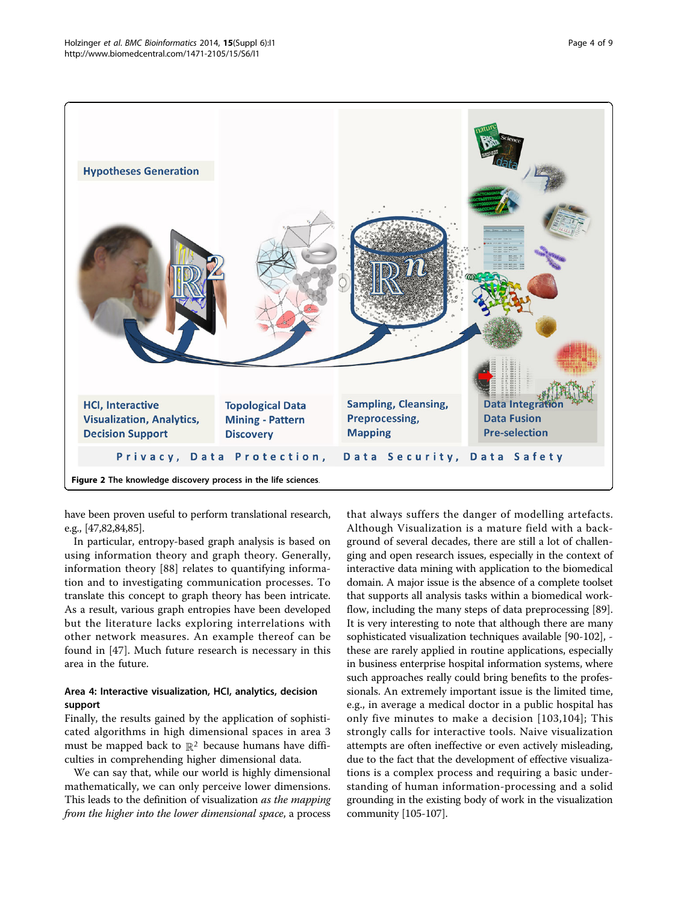Figure 2 The knowledge discovery process in the life sciences.

have been proven useful to perform translational research, e.g., [47,82,84,85].

In particular, entropy-based graph analysis is based on using information theory and graph theory. Generally, information theory [88] relates to quantifying information and to investigating communication processes. To translate this concept to graph theory has been intricate. As a result, various graph entropies have been developed but the literature lacks exploring interrelations with other network measures. An example thereof can be found in [47]. Much future research is necessary in this area in the future.

### Area 4: Interactive visualization, HCI, analytics, decision support

Finally, the results gained by the application of sophisticated algorithms in high dimensional spaces in area 3 must be mapped back to $\mathbb{R}^2$ because humans have difficulties in comprehending higher dimensional data.

We can say that, while our world is highly dimensional mathematically, we can only perceive lower dimensions. This leads to the definition of visualization *as the mapping from the higher into the lower dimensional space*, a process that always suffers the danger of modelling artefacts. Although Visualization is a mature field with a background of several decades, there are still a lot of challenging and open research issues, especially in the context of interactive data mining with application to the biomedical domain. A major issue is the absence of a complete toolset that supports all analysis tasks within a biomedical workflow, including the many steps of data preprocessing [89]. It is very interesting to note that although there are many sophisticated visualization techniques available [90-102], - these are rarely applied in routine applications, especially in business enterprise hospital information systems, where such approaches really could bring benefits to the professionals. An extremely important issue is the limited time, e.g., in average a medical doctor in a public hospital has only five minutes to make a decision [103,104]; This strongly calls for interactive tools. Naive visualization attempts are often ineffective or even actively misleading, due to the fact that the development of effective visualizations is a complex process and requiring a basic understanding of human information-processing and a solid grounding in the existing body of work in the visualization community [105-107].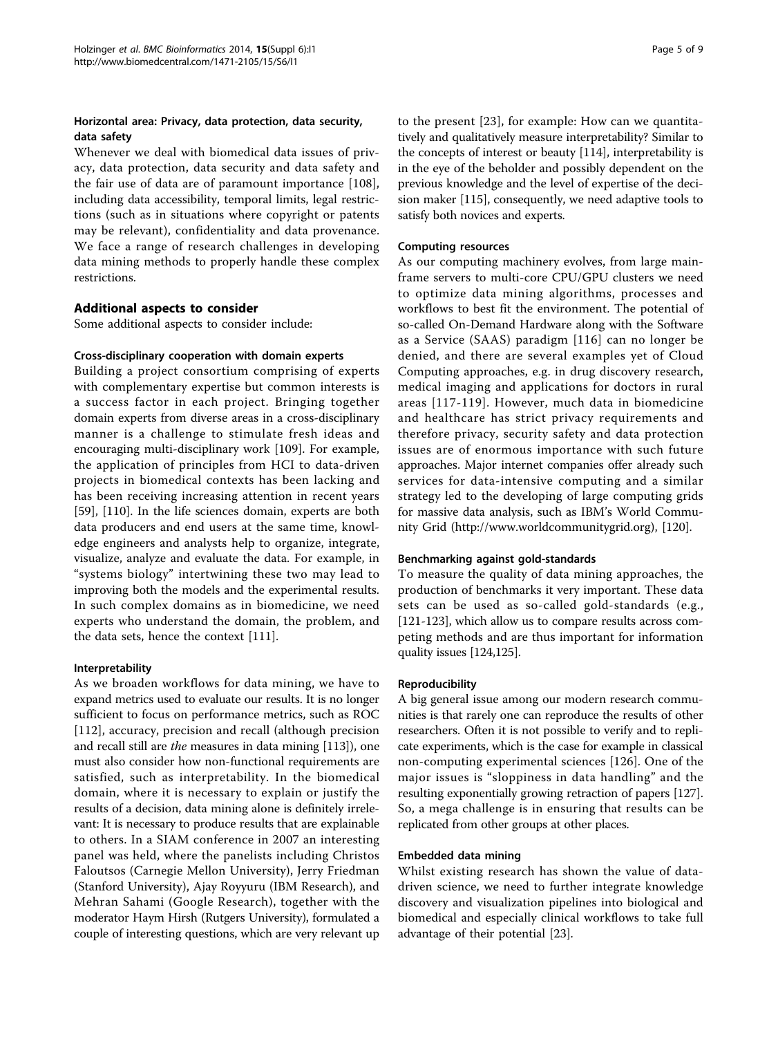#### Horizontal area: Privacy, data protection, data security, data safety

Whenever we deal with biomedical data issues of privacy, data protection, data security and data safety and the fair use of data are of paramount importance [108], including data accessibility, temporal limits, legal restrictions (such as in situations where copyright or patents may be relevant), confidentiality and data provenance. We face a range of research challenges in developing data mining methods to properly handle these complex restrictions.

### Additional aspects to consider

Some additional aspects to consider include:

#### Cross-disciplinary cooperation with domain experts

Building a project consortium comprising of experts with complementary expertise but common interests is a success factor in each project. Bringing together domain experts from diverse areas in a cross-disciplinary manner is a challenge to stimulate fresh ideas and encouraging multi-disciplinary work [109]. For example, the application of principles from HCI to data-driven projects in biomedical contexts has been lacking and has been receiving increasing attention in recent years [59], [110]. In the life sciences domain, experts are both data producers and end users at the same time, knowledge engineers and analysts help to organize, integrate, visualize, analyze and evaluate the data. For example, in "systems biology" intertwining these two may lead to improving both the models and the experimental results. In such complex domains as in biomedicine, we need experts who understand the domain, the problem, and the data sets, hence the context [111].

#### Interpretability

As we broaden workflows for data mining, we have to expand metrics used to evaluate our results. It is no longer sufficient to focus on performance metrics, such as ROC [112], accuracy, precision and recall (although precision and recall still are *the* measures in data mining [113]), one must also consider how non-functional requirements are satisfied, such as interpretability. In the biomedical domain, where it is necessary to explain or justify the results of a decision, data mining alone is definitely irrelevant: It is necessary to produce results that are explainable to others. In a SIAM conference in 2007 an interesting panel was held, where the panelists including Christos Faloutsos (Carnegie Mellon University), Jerry Friedman (Stanford University), Ajay Royyuru (IBM Research), and Mehran Sahami (Google Research), together with the moderator Haym Hirsh (Rutgers University), formulated a couple of interesting questions, which are very relevant up to the present [23], for example: How can we quantitatively and qualitatively measure interpretability? Similar to the concepts of interest or beauty [114], interpretability is in the eye of the beholder and possibly dependent on the previous knowledge and the level of expertise of the decision maker [115], consequently, we need adaptive tools to satisfy both novices and experts.

#### Computing resources

As our computing machinery evolves, from large mainframe servers to multi-core CPU/GPU clusters we need to optimize data mining algorithms, processes and workflows to best fit the environment. The potential of so-called On-Demand Hardware along with the Software as a Service (SAAS) paradigm [116] can no longer be denied, and there are several examples yet of Cloud Computing approaches, e.g. in drug discovery research, medical imaging and applications for doctors in rural areas [117-119]. However, much data in biomedicine and healthcare has strict privacy requirements and therefore privacy, security safety and data protection issues are of enormous importance with such future approaches. Major internet companies offer already such services for data-intensive computing and a similar strategy led to the developing of large computing grids for massive data analysis, such as IBM's World Community Grid (http://www.worldcommunitygrid.org), [120].

#### Benchmarking against gold-standards

To measure the quality of data mining approaches, the production of benchmarks it very important. These data sets can be used as so-called gold-standards (e.g., [121-123], which allow us to compare results across competing methods and are thus important for information quality issues [124,125].

#### Reproducibility

A big general issue among our modern research communities is that rarely one can reproduce the results of other researchers. Often it is not possible to verify and to replicate experiments, which is the case for example in classical non-computing experimental sciences [126]. One of the major issues is "sloppiness in data handling" and the resulting exponentially growing retraction of papers [127]. So, a mega challenge is in ensuring that results can be replicated from other groups at other places.

#### Embedded data mining

Whilst existing research has shown the value of data-driven science, we need to further integrate knowledge discovery and visualization pipelines into biological and biomedical and especially clinical workflows to take full advantage of their potential [23].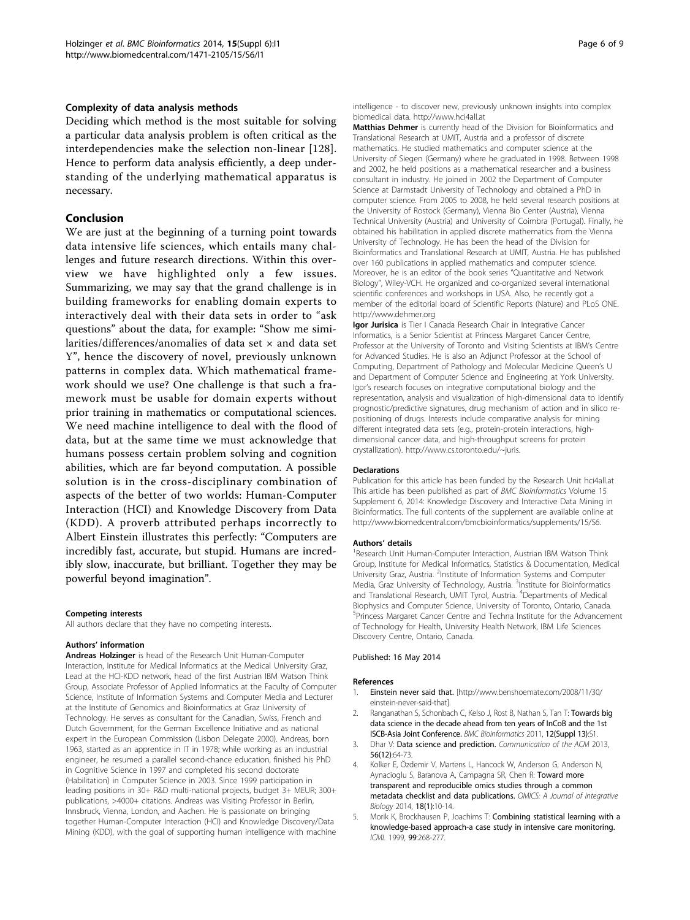### Complexity of data analysis methods

Deciding which method is the most suitable for solving a particular data analysis problem is often critical as the interdependencies make the selection non-linear [128]. Hence to perform data analysis efficiently, a deep understanding of the underlying mathematical apparatus is necessary.

## Conclusion

We are just at the beginning of a turning point towards data intensive life sciences, which entails many challenges and future research directions. Within this overview we have highlighted only a few issues. Summarizing, we may say that the grand challenge is in building frameworks for enabling domain experts to interactively deal with their data sets in order to "ask questions" about the data, for example: "Show me similarities/differences/anomalies of data set × and data set Y", hence the discovery of novel, previously unknown patterns in complex data. Which mathematical framework should we use? One challenge is that such a framework must be usable for domain experts without prior training in mathematics or computational sciences. We need machine intelligence to deal with the flood of data, but at the same time we must acknowledge that humans possess certain problem solving and cognition abilities, which are far beyond computation. A possible solution is in the cross-disciplinary combination of aspects of the better of two worlds: Human-Computer Interaction (HCI) and Knowledge Discovery from Data (KDD). A proverb attributed perhaps incorrectly to Albert Einstein illustrates this perfectly: "Computers are incredibly fast, accurate, but stupid. Humans are incredibly slow, inaccurate, but brilliant. Together they may be powerful beyond imagination".

#### Competing interests

All authors declare that they have no competing interests.

#### Authors' information

**Andreas Holzinger** is head of the Research Unit Human-Computer Interaction, Institute for Medical Informatics at the Medical University Graz, Lead at the HCI-KDD network, head of the first Austrian IBM Watson Think Group, Associate Professor of Applied Informatics at the Faculty of Computer Science, Institute of Information Systems and Computer Media and Lecturer at the Institute of Genomics and Bioinformatics at Graz University of Technology. He serves as consultant for the Canadian, Swiss, French and Dutch Government, for the German Excellence Initiative and as national expert in the European Commission (Lisbon Delegate 2000). Andreas, born 1963, started as an apprentice in IT in 1978; while working as an industrial engineer, he resumed a parallel second-chance education, finished his PhD in Cognitive Science in 1997 and completed his second doctorate (Habilitation) in Computer Science in 2003. Since 1999 participation in leading positions in 30+ R&D multi-national projects, budget 3+ MEUR; 300+ publications, >4000+ citations. Andreas was Visiting Professor in Berlin, Innsbruck, Vienna, London, and Aachen. He is passionate on bringing together Human-Computer Interaction (HCI) and Knowledge Discovery/Data Mining (KDD), with the goal of supporting human intelligence with machine intelligence - to discover new, previously unknown insights into complex biomedical data. http://www.hci4all.at

**Matthias Dehmer** is currently head of the Division for Bioinformatics and Translational Research at UMIT, Austria and a professor of discrete mathematics. He studied mathematics and computer science at the University of Siegen (Germany) where he graduated in 1998. Between 1998 and 2002, he held positions as a mathematical researcher and a business consultant in industry. He joined in 2002 the Department of Computer Science at Darmstadt University of Technology and obtained a PhD in computer science. From 2005 to 2008, he held several research positions at the University of Rostock (Germany), Vienna Bio Center (Austria), Vienna Technical University (Austria) and University of Coimbra (Portugal). Finally, he obtained his habilitation in applied discrete mathematics from the Vienna University of Technology. He has been the head of the Division for Bioinformatics and Translational Research at UMIT, Austria. He has published over 160 publications in applied mathematics and computer science. Moreover, he is an editor of the book series "Quantitative and Network Biology", Wiley-VCH. He organized and co-organized several international scientific conferences and workshops in USA. Also, he recently got a member of the editorial board of Scientific Reports (Nature) and PLoS ONE. http://www.dehmer.org

**Igor Jurisica** is Tier I Canada Research Chair in Integrative Cancer Informatics, is a Senior Scientist at Princess Margaret Cancer Centre, Professor at the University of Toronto and Visiting Scientists at IBM's Centre for Advanced Studies. He is also an Adjunct Professor at the School of Computing, Department of Pathology and Molecular Medicine Queen's U and Department of Computer Science and Engineering at York University. Igor's research focuses on integrative computational biology and the representation, analysis and visualization of high-dimensional data to identify prognostic/predictive signatures, drug mechanism of action and in silico re-positioning of drugs. Interests include comparative analysis for mining different integrated data sets (e.g., protein-protein interactions, high-dimensional cancer data, and high-throughput screens for protein crystallization). http://www.cs.toronto.edu/~juris.

#### Declarations

Publication for this article has been funded by the Research Unit hci4all.at
This article has been published as part of *BMC Bioinformatics* Volume 15 Supplement 6, 2014: Knowledge Discovery and Interactive Data Mining in Bioinformatics. The full contents of the supplement are available online at http://www.biomedcentral.com/bmcbioinformatics/supplements/15/S6.

#### Authors' details

[1]Research Unit Human-Computer Interaction, Austrian IBM Watson Think Group, Institute for Medical Informatics, Statistics & Documentation, Medical University Graz, Austria. [2]Institute of Information Systems and Computer Media, Graz University of Technology, Austria. [3]Institute for Bioinformatics and Translational Research, UMIT Tyrol, Austria. [4]Departments of Medical Biophysics and Computer Science, University of Toronto, Ontario, Canada. [5]Princess Margaret Cancer Centre and Techna Institute for the Advancement of Technology for Health, University Health Network, IBM Life Sciences Discovery Centre, Ontario, Canada.

Published: 16 May 2014

#### References

1. **Einstein never said that.** [http://www.benshoemate.com/2008/11/30/einstein-never-said-that].
2. Ranganathan S, Schonbach C, Kelso J, Rost B, Nathan S, Tan T: **Towards big data science in the decade ahead from ten years of InCoB and the 1st ISCB-Asia Joint Conference.** *BMC Bioinformatics* 2011, **12(Suppl 13)**:S1.
3. Dhar V: **Data science and prediction.** *Communication of the ACM* 2013, **56(12)**:64-73.
4. Kolker E, Özdemir V, Martens L, Hancock W, Anderson G, Anderson N, Aynacioglu S, Baranova A, Campagna SR, Chen R: **Toward more transparent and reproducible omics studies through a common metadata checklist and data publications.** *OMICS: A Journal of Integrative Biology* 2014, **18(1)**:10-14.
5. Morik K, Brockhausen P, Joachims T: **Combining statistical learning with a knowledge-based approach-a case study in intensive care monitoring.** *ICML* 1999, **99**:268-277.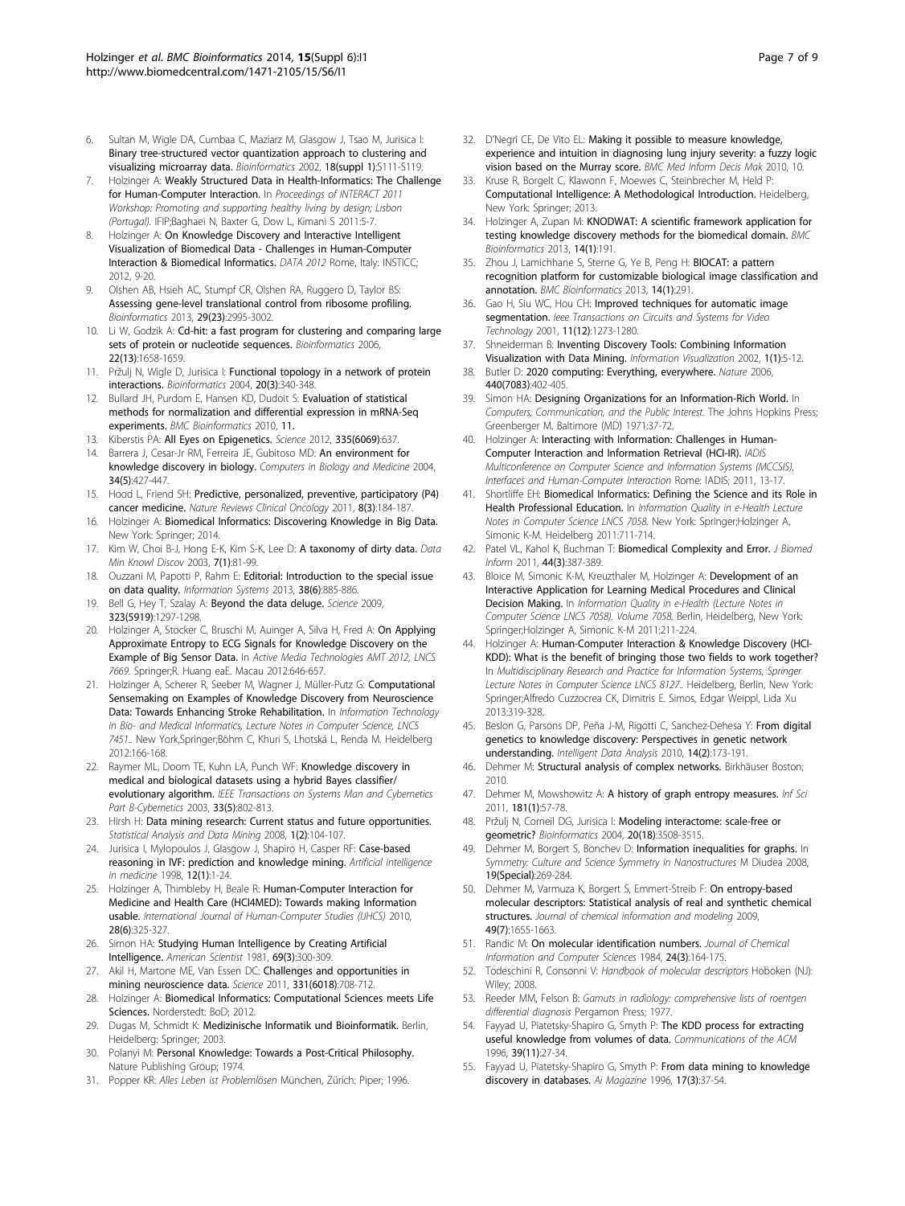6. Sultan M, Wigle DA, Cumbaa C, Maziarz M, Glasgow J, Tsao M, Jurisica I: **Binary tree-structured vector quantization approach to clustering and visualizing microarray data.** *Bioinformatics* 2002, **18(suppl 1)**:S111-S119.
7. Holzinger A: **Weakly Structured Data in Health-Informatics: The Challenge for Human-Computer Interaction.** In *Proceedings of INTERACT 2011 Workshop: Promoting and supporting healthy living by design; Lisbon (Portugal).* IFIP;Baghaei N, Baxter G, Dow L, Kimani S 2011:5-7.
8. Holzinger A: **On Knowledge Discovery and Interactive Intelligent Visualization of Biomedical Data - Challenges in Human-Computer Interaction & Biomedical Informatics.** *DATA 2012* Rome, Italy: INSTICC; 2012, 9-20.
9. Olshen AB, Hsieh AC, Stumpf CR, Olshen RA, Ruggero D, Taylor BS: **Assessing gene-level translational control from ribosome profiling.** *Bioinformatics* 2013, **29(23)**:2995-3002.
10. Li W, Godzik A: **Cd-hit: a fast program for clustering and comparing large sets of protein or nucleotide sequences.** *Bioinformatics* 2006, **22(13)**:1658-1659.
11. Pržulj N, Wigle D, Jurisica I: **Functional topology in a network of protein interactions.** *Bioinformatics* 2004, **20(3)**:340-348.
12. Bullard JH, Purdom E, Hansen KD, Dudoit S: **Evaluation of statistical methods for normalization and differential expression in mRNA-Seq experiments.** *BMC Bioinformatics* 2010, **11**.
13. Kiberstis PA: **All Eyes on Epigenetics.** *Science* 2012, **335(6069)**:637.
14. Barrera J, Cesar-Jr RM, Ferreira JE, Gubitoso MD: **An environment for knowledge discovery in biology.** *Computers in Biology and Medicine* 2004, **34(5)**:427-447.
15. Hood L, Friend SH: **Predictive, personalized, preventive, participatory (P4) cancer medicine.** *Nature Reviews Clinical Oncology* 2011, **8(3)**:184-187.
16. Holzinger A: **Biomedical Informatics: Discovering Knowledge in Big Data.** New York: Springer; 2014.
17. Kim W, Choi B-J, Hong E-K, Kim S-K, Lee D: **A taxonomy of dirty data.** *Data Min Knowl Discov* 2003, **7(1)**:81-99.
18. Ouzzani M, Papotti P, Rahm E: **Editorial: Introduction to the special issue on data quality.** *Information Systems* 2013, **38(6)**:885-886.
19. Bell G, Hey T, Szalay A: **Beyond the data deluge.** *Science* 2009, **323(5919)**:1297-1298.
20. Holzinger A, Stocker C, Bruschi M, Auinger A, Silva H, Fred A: **On Applying Approximate Entropy to ECG Signals for Knowledge Discovery on the Example of Big Sensor Data.** In *Active Media Technologies AMT 2012, LNCS 7669.* Springer;R. Huang eaE. Macau 2012:646-657.
21. Holzinger A, Scherer R, Seeber M, Wagner J, Müller-Putz G: **Computational Sensemaking on Examples of Knowledge Discovery from Neuroscience Data: Towards Enhancing Stroke Rehabilitation.** In *Information Technology in Bio- and Medical Informatics, Lecture Notes in Computer Science, LNCS 7451..* New York,Springer;Böhm C, Khuri S, Lhotská L, Renda M. Heidelberg 2012:166-168.
22. Raymer ML, Doom TE, Kuhn LA, Punch WF: **Knowledge discovery in medical and biological datasets using a hybrid Bayes classifier/ evolutionary algorithm.** *IEEE Transactions on Systems Man and Cybernetics Part B-Cybernetics* 2003, **33(5)**:802-813.
23. Hirsh H: **Data mining research: Current status and future opportunities.** *Statistical Analysis and Data Mining* 2008, **1(2)**:104-107.
24. Jurisica I, Mylopoulos J, Glasgow J, Shapiro H, Casper RF: **Case-based reasoning in IVF: prediction and knowledge mining.** *Artificial intelligence in medicine* 1998, **12(1)**:1-24.
25. Holzinger A, Thimbleby H, Beale R: **Human-Computer Interaction for Medicine and Health Care (HCI4MED): Towards making Information usable.** *International Journal of Human-Computer Studies (IJHCS)* 2010, **28(6)**:325-327.
26. Simon HA: **Studying Human Intelligence by Creating Artificial Intelligence.** *American Scientist* 1981, **69(3)**:300-309.
27. Akil H, Martone ME, Van Essen DC: **Challenges and opportunities in mining neuroscience data.** *Science* 2011, **331(6018)**:708-712.
28. Holzinger A: **Biomedical Informatics: Computational Sciences meets Life Sciences.** Norderstedt: BoD; 2012.
29. Dugas M, Schmidt K: **Medizinische Informatik und Bioinformatik.** Berlin, Heidelberg: Springer; 2003.
30. Polanyi M: **Personal Knowledge: Towards a Post-Critical Philosophy.** Nature Publishing Group; 1974.
31. Popper KR: *Alles Leben ist Problemlösen* München, Zürich: Piper; 1996.
32. D'Negri CE, De Vito EL: **Making it possible to measure knowledge, experience and intuition in diagnosing lung injury severity: a fuzzy logic vision based on the Murray score.** *BMC Med Inform Decis Mak* 2010, 10.
33. Kruse R, Borgelt C, Klawonn F, Moewes C, Steinbrecher M, Held P: **Computational Intelligence: A Methodological Introduction.** Heidelberg, New York: Springer; 2013.
34. Holzinger A, Zupan M: **KNODWAT: A scientific framework application for testing knowledge discovery methods for the biomedical domain.** *BMC Bioinformatics* 2013, 14(1):191.
35. Zhou J, Lamichhane S, Sterne G, Ye B, Peng H: **BIOCAT: a pattern recognition platform for customizable biological image classification and annotation.** *BMC Bioinformatics* 2013, 14(1):291.
36. Gao H, Siu WC, Hou CH: **Improved techniques for automatic image segmentation.** *Ieee Transactions on Circuits and Systems for Video Technology* 2001, 11(12):1273-1280.
37. Shneiderman B: **Inventing Discovery Tools: Combining Information Visualization with Data Mining.** *Information Visualization* 2002, 1(1):5-12.
38. Butler D: **2020 computing: Everything, everywhere.** *Nature* 2006, 440(7083):402-405.
39. Simon HA: **Designing Organizations for an Information-Rich World.** In *Computers, Communication, and the Public Interest.* The Johns Hopkins Press; Greenberger M. Baltimore (MD) 1971:37-72.
40. Holzinger A: **Interacting with Information: Challenges in Human-Computer Interaction and Information Retrieval (HCI-IR).** *IADIS Multiconference on Computer Science and Information Systems (MCCSIS), Interfaces and Human-Computer Interaction* Rome: IADIS; 2011, 13-17.
41. Shortliffe EH: **Biomedical Informatics: Defining the Science and its Role in Health Professional Education.** In *Information Quality in e-Health Lecture Notes in Computer Science LNCS 7058.* New York: Springer;Holzinger A, Simonic K-M. Heidelberg 2011:711-714.
42. Patel VL, Kahol K, Buchman T: **Biomedical Complexity and Error.** *J Biomed Inform* 2011, 44(3):387-389.
43. Bloice M, Simonic K-M, Kreuzthaler M, Holzinger A: **Development of an Interactive Application for Learning Medical Procedures and Clinical Decision Making.** In *Information Quality in e-Health (Lecture Notes in Computer Science LNCS 7058). Volume 7058.* Berlin, Heidelberg, New York: Springer;Holzinger A, Simonic K-M 2011:211-224.
44. Holzinger A: **Human-Computer Interaction & Knowledge Discovery (HCI-KDD): What is the benefit of bringing those two fields to work together?** In *Multidisciplinary Research and Practice for Information Systems, Springer Lecture Notes in Computer Science LNCS 8127..* Heidelberg, Berlin, New York: Springer;Alfredo Cuzzocrea CK, Dimitris E. Simos, Edgar Weippl, Lida Xu 2013:319-328.
45. Beslon G, Parsons DP, Peña J-M, Rigotti C, Sanchez-Dehesa Y: **From digital genetics to knowledge discovery: Perspectives in genetic network understanding.** *Intelligent Data Analysis* 2010, 14(2):173-191.
46. Dehmer M: **Structural analysis of complex networks.** Birkhäuser Boston; 2010.
47. Dehmer M, Mowshowitz A: **A history of graph entropy measures.** *Inf Sci* 2011, 181(1):57-78.
48. Pržulj N, Corneil DG, Jurisica I: **Modeling interactome: scale-free or geometric?** *Bioinformatics* 2004, 20(18):3508-3515.
49. Dehmer M, Borgert S, Bonchev D: **Information inequalities for graphs.** In *Symmetry: Culture and Science Symmetry in Nanostructures* M Diudea 2008, 19(Special):269-284.
50. Dehmer M, Varmuza K, Borgert S, Emmert-Streib F: **On entropy-based molecular descriptors: Statistical analysis of real and synthetic chemical structures.** *Journal of chemical information and modeling* 2009, 49(7):1655-1663.
51. Randic M: **On molecular identification numbers.** *Journal of Chemical Information and Computer Sciences* 1984, 24(3):164-175.
52. Todeschini R, Consonni V: *Handbook of molecular descriptors* Hoboken (NJ): Wiley; 2008.
53. Reeder MM, Felson B: *Gamuts in radiology: comprehensive lists of roentgen differential diagnosis* Pergamon Press; 1977.
54. Fayyad U, Piatetsky-Shapiro G, Smyth P: **The KDD process for extracting useful knowledge from volumes of data.** *Communications of the ACM* 1996, 39(11):27-34.
55. Fayyad U, Piatetsky-Shapiro G, Smyth P: **From data mining to knowledge discovery in databases.** *Ai Magazine* 1996, 17(3):37-54.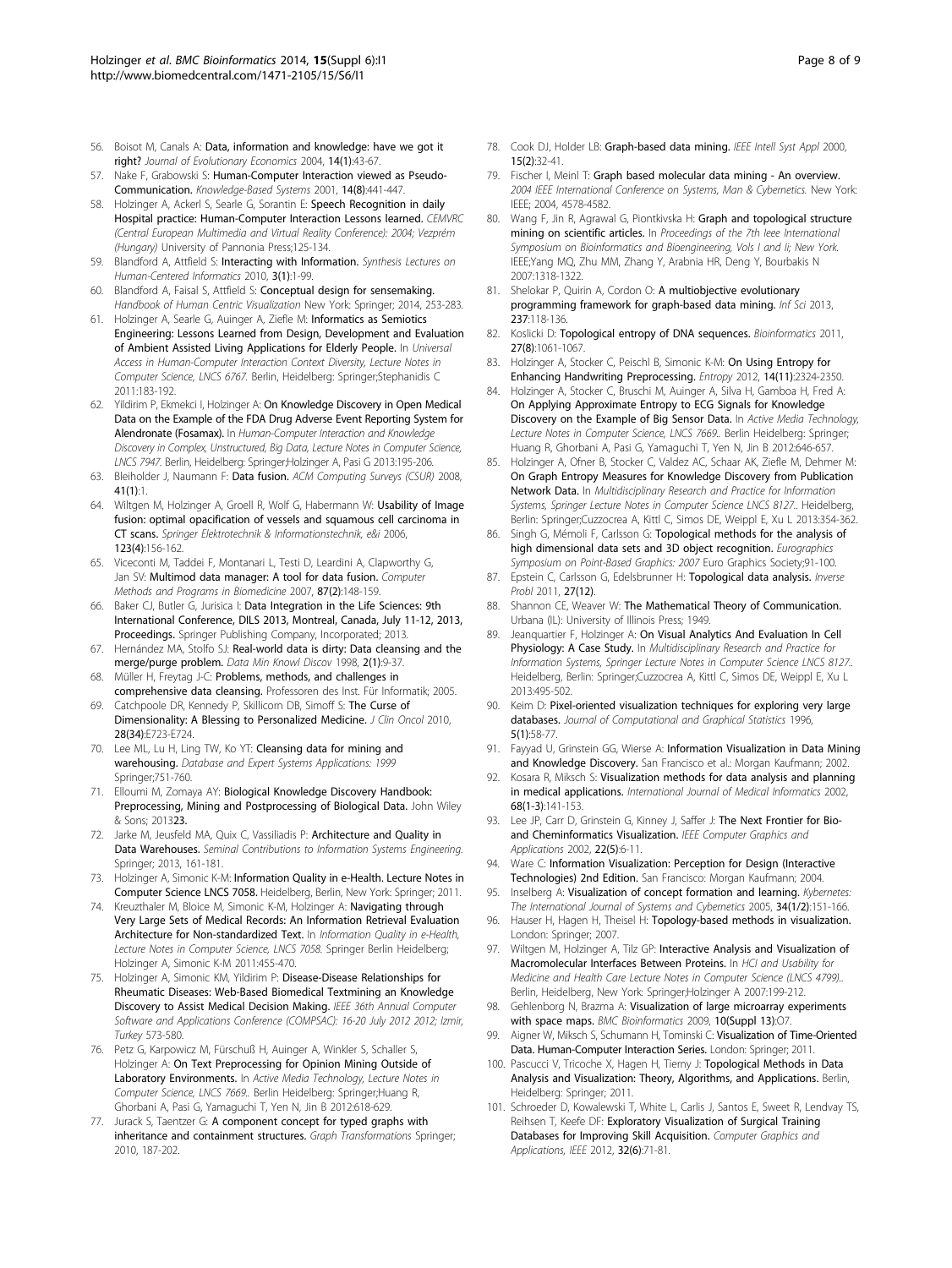56. Boisot M, Canals A: **Data, information and knowledge: have we got it right?** *Journal of Evolutionary Economics* 2004, **14(1)**:43-67.
57. Nake F, Grabowski S: **Human-Computer Interaction viewed as Pseudo-Communication.** *Knowledge-Based Systems* 2001, **14(8)**:441-447.
58. Holzinger A, Ackerl S, Searle G, Sorantin E: **Speech Recognition in daily Hospital practice: Human-Computer Interaction Lessons learned.** *CEMVRC (Central European Multimedia and Virtual Reality Conference): 2004; Vezprém (Hungary)* University of Pannonia Press;125-134.
59. Blandford A, Attfield S: **Interacting with Information.** *Synthesis Lectures on Human-Centered Informatics* 2010, **3(1)**:1-99.
60. Blandford A, Faisal S, Attfield S: **Conceptual design for sensemaking.** *Handbook of Human Centric Visualization* New York: Springer; 2014, 253-283.
61. Holzinger A, Searle G, Auinger A, Ziefle M: **Informatics as Semiotics Engineering: Lessons Learned from Design, Development and Evaluation of Ambient Assisted Living Applications for Elderly People.** In *Universal Access in Human-Computer Interaction Context Diversity, Lecture Notes in Computer Science, LNCS 6767.* Berlin, Heidelberg: Springer;Stephanidis C 2011:183-192.
62. Yildirim P, Ekmekci I, Holzinger A: **On Knowledge Discovery in Open Medical Data on the Example of the FDA Drug Adverse Event Reporting System for Alendronate (Fosamax).** In *Human-Computer Interaction and Knowledge Discovery in Complex, Unstructured, Big Data, Lecture Notes in Computer Science, LNCS 7947.* Berlin, Heidelberg: Springer;Holzinger A, Pasi G 2013:195-206.
63. Bleiholder J, Naumann F: **Data fusion.** *ACM Computing Surveys (CSUR)* 2008, **41(1)**:1.
64. Wiltgen M, Holzinger A, Groell R, Wolf G, Habermann W: **Usability of Image fusion: optimal opacification of vessels and squamous cell carcinoma in CT scans.** *Springer Elektrotechnik & Informationstechnik, e&i* 2006, **123(4)**:156-162.
65. Viceconti M, Taddei F, Montanari L, Testi D, Leardini A, Clapworthy G, Jan SV: **Multimod data manager: A tool for data fusion.** *Computer Methods and Programs in Biomedicine* 2007, **87(2)**:148-159.
66. Baker CJ, Butler G, Jurisica I: **Data Integration in the Life Sciences: 9th International Conference, DILS 2013, Montreal, Canada, July 11-12, 2013, Proceedings.** Springer Publishing Company, Incorporated; 2013.
67. Hernández MA, Stolfo SJ: **Real-world data is dirty: Data cleansing and the merge/purge problem.** *Data Min Knowl Discov* 1998, **2(1)**:9-37.
68. Müller H, Freytag J-C: **Problems, methods, and challenges in comprehensive data cleansing.** Professoren des Inst. Für Informatik; 2005.
69. Catchpoole DR, Kennedy P, Skillicorn DB, Simoff S: **The Curse of Dimensionality: A Blessing to Personalized Medicine.** *J Clin Oncol* 2010, **28(34)**:E723-E724.
70. Lee ML, Lu H, Ling TW, Ko YT: **Cleansing data for mining and warehousing.** *Database and Expert Systems Applications: 1999* Springer;751-760.
71. Elloumi M, Zomaya AY: **Biological Knowledge Discovery Handbook: Preprocessing, Mining and Postprocessing of Biological Data.** John Wiley & Sons; 2013**23**.
72. Jarke M, Jeusfeld MA, Quix C, Vassiliadis P: **Architecture and Quality in Data Warehouses.** *Seminal Contributions to Information Systems Engineering.* Springer; 2013, 161-181.
73. Holzinger A, Simonic K-M: **Information Quality in e-Health. Lecture Notes in Computer Science LNCS 7058.** Heidelberg, Berlin, New York: Springer; 2011.
74. Kreuzthaler M, Bloice M, Simonic K-M, Holzinger A: **Navigating through Very Large Sets of Medical Records: An Information Retrieval Evaluation Architecture for Non-standardized Text.** In *Information Quality in e-Health, Lecture Notes in Computer Science, LNCS 7058.* Springer Berlin Heidelberg; Holzinger A, Simonic K-M 2011:455-470.
75. Holzinger A, Simonic KM, Yildirim P: **Disease-Disease Relationships for Rheumatic Diseases: Web-Based Biomedical Textmining an Knowledge Discovery to Assist Medical Decision Making.** *IEEE 36th Annual Computer Software and Applications Conference (COMPSAC): 16-20 July 2012 2012; Izmir, Turkey* 573-580.
76. Petz G, Karpowicz M, Fürschuß H, Auinger A, Winkler S, Schaller S, Holzinger A: **On Text Preprocessing for Opinion Mining Outside of Laboratory Environments.** In *Active Media Technology, Lecture Notes in Computer Science, LNCS 7669..* Berlin Heidelberg: Springer;Huang R, Ghorbani A, Pasi G, Yamaguchi T, Yen N, Jin B 2012:618-629.
77. Jurack S, Taentzer G: **A component concept for typed graphs with inheritance and containment structures.** *Graph Transformations* Springer; 2010, 187-202.
78. Cook DJ, Holder LB: **Graph-based data mining.** *IEEE Intell Syst Appl* 2000, **15(2)**:32-41.
79. Fischer I, Meinl T: **Graph based molecular data mining - An overview.** *2004 IEEE International Conference on Systems, Man & Cybernetics.* New York: IEEE; 2004, 4578-4582.
80. Wang F, Jin R, Agrawal G, Piontkivska H: **Graph and topological structure mining on scientific articles.** In *Proceedings of the 7th Ieee International Symposium on Bioinformatics and Bioengineering, Vols I and Ii; New York.* IEEE;Yang MQ, Zhu MM, Zhang Y, Arabnia HR, Deng Y, Bourbakis N 2007:1318-1322.
81. Shelokar P, Quirin A, Cordon O: **A multiobjective evolutionary programming framework for graph-based data mining.** *Inf Sci* 2013, **237**:118-136.
82. Koslicki D: **Topological entropy of DNA sequences.** *Bioinformatics* 2011, **27(8)**:1061-1067.
83. Holzinger A, Stocker C, Peischl B, Simonic K-M: **On Using Entropy for Enhancing Handwriting Preprocessing.** *Entropy* 2012, **14(11)**:2324-2350.
84. Holzinger A, Stocker C, Bruschi M, Auinger A, Silva H, Gamboa H, Fred A: **On Applying Approximate Entropy to ECG Signals for Knowledge Discovery on the Example of Big Sensor Data.** In *Active Media Technology, Lecture Notes in Computer Science, LNCS 7669..* Berlin Heidelberg: Springer; Huang R, Ghorbani A, Pasi G, Yamaguchi T, Yen N, Jin B 2012:646-657.
85. Holzinger A, Ofner B, Stocker C, Valdez AC, Schaar AK, Ziefle M, Dehmer M: **On Graph Entropy Measures for Knowledge Discovery from Publication Network Data.** In *Multidisciplinary Research and Practice for Information Systems, Springer Lecture Notes in Computer Science LNCS 8127..* Heidelberg, Berlin: Springer;Cuzzocrea A, Kittl C, Simos DE, Weippl E, Xu L 2013:354-362.
86. Singh G, Mémoli F, Carlsson G: **Topological methods for the analysis of high dimensional data sets and 3D object recognition.** *Eurographics Symposium on Point-Based Graphics: 2007* Euro Graphics Society;91-100.
87. Epstein C, Carlsson G, Edelsbrunner H: **Topological data analysis.** *Inverse Probl* 2011, **27(12)**.
88. Shannon CE, Weaver W: **The Mathematical Theory of Communication.** Urbana (IL): University of Illinois Press; 1949.
89. Jeanquartier F, Holzinger A: **On Visual Analytics And Evaluation In Cell Physiology: A Case Study.** In *Multidisciplinary Research and Practice for Information Systems, Springer Lecture Notes in Computer Science LNCS 8127..* Heidelberg, Berlin: Springer;Cuzzocrea A, Kittl C, Simos DE, Weippl E, Xu L 2013:495-502.
90. Keim D: **Pixel-oriented visualization techniques for exploring very large databases.** *Journal of Computational and Graphical Statistics* 1996, **5(1)**:58-77.
91. Fayyad U, Grinstein GG, Wierse A: **Information Visualization in Data Mining and Knowledge Discovery.** San Francisco et al.: Morgan Kaufmann; 2002.
92. Kosara R, Miksch S: **Visualization methods for data analysis and planning in medical applications.** *International Journal of Medical Informatics* 2002, **68(1-3)**:141-153.
93. Lee JP, Carr D, Grinstein G, Kinney J, Saffer J: **The Next Frontier for Bio-and Cheminformatics Visualization.** *IEEE Computer Graphics and Applications* 2002, **22(5)**:6-11.
94. Ware C: **Information Visualization: Perception for Design (Interactive Technologies) 2nd Edition.** San Francisco: Morgan Kaufmann; 2004.
95. Inselberg A: **Visualization of concept formation and learning.** *Kybernetes: The International Journal of Systems and Cybernetics* 2005, **34(1/2)**:151-166.
96. Hauser H, Hagen H, Theisel H: **Topology-based methods in visualization.** London: Springer; 2007.
97. Wiltgen M, Holzinger A, Tilz GP: **Interactive Analysis and Visualization of Macromolecular Interfaces Between Proteins.** In *HCI and Usability for Medicine and Health Care Lecture Notes in Computer Science (LNCS 4799)..* Berlin, Heidelberg, New York: Springer;Holzinger A 2007:199-212.
98. Gehlenborg N, Brazma A: **Visualization of large microarray experiments with space maps.** *BMC Bioinformatics* 2009, **10(Suppl 13)**:O7.
99. Aigner W, Miksch S, Schumann H, Tominski C: **Visualization of Time-Oriented Data. Human-Computer Interaction Series.** London: Springer; 2011.
100. Pascucci V, Tricoche X, Hagen H, Tierny J: **Topological Methods in Data Analysis and Visualization: Theory, Algorithms, and Applications.** Berlin, Heidelberg: Springer; 2011.
101. Schroeder D, Kowalewski T, White L, Carlis J, Santos E, Sweet R, Lendvay TS, Reihsen T, Keefe DF: **Exploratory Visualization of Surgical Training Databases for Improving Skill Acquisition.** *Computer Graphics and Applications, IEEE* 2012, **32(6)**:71-81.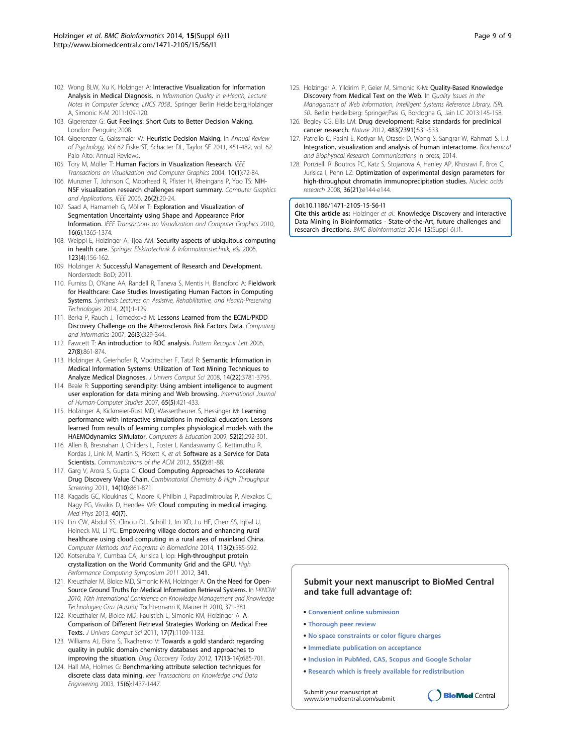102. Wong BLW, Xu K, Holzinger A: **Interactive Visualization for Information Analysis in Medical Diagnosis.** In *Information Quality in e-Health, Lecture Notes in Computer Science, LNCS 7058.*. Springer Berlin Heidelberg;Holzinger A, Simonic K-M 2011:109-120.
103. Gigerenzer G: **Gut Feelings: Short Cuts to Better Decision Making.** London: Penguin; 2008.
104. Gigerenzer G, Gaissmaier W: **Heuristic Decision Making.** In *Annual Review of Psychology, Vol 62* Fiske ST, Schacter DL, Taylor SE 2011, 451-482, vol. 62. Palo Alto: Annual Reviews.
105. Tory M, Möller T: **Human Factors in Visualization Research.** *IEEE Transactions on Visualization and Computer Graphics* 2004, **10(1)**:72-84.
106. Munzner T, Johnson C, Moorhead R, Pfister H, Rheingans P, Yoo TS: **NIH-NSF visualization research challenges report summary.** *Computer Graphics and Applications, IEEE* 2006, **26(2)**:20-24.
107. Saad A, Hamarneh G, Möller T: **Exploration and Visualization of Segmentation Uncertainty using Shape and Appearance Prior Information.** *IEEE Transactions on Visualization and Computer Graphics* 2010, **16(6)**:1365-1374.
108. Weippl E, Holzinger A, Tjoa AM: **Security aspects of ubiquitous computing in health care.** *Springer Elektrotechnik & Informationstechnik, e&i* 2006, **123(4)**:156-162.
109. Holzinger A: **Successful Management of Research and Development.** Norderstedt: BoD; 2011.
110. Furniss D, O'Kane AA, Randell R, Taneva S, Mentis H, Blandford A: **Fieldwork for Healthcare: Case Studies Investigating Human Factors in Computing Systems.** *Synthesis Lectures on Assistive, Rehabilitative, and Health-Preserving Technologies* 2014, **2(1)**:1-129.
111. Berka P, Rauch J, Tomecková M: **Lessons Learned from the ECML/PKDD Discovery Challenge on the Atherosclerosis Risk Factors Data.** *Computing and Informatics* 2007, **26(3)**:329-344.
112. Fawcett T: **An introduction to ROC analysis.** *Pattern Recognit Lett* 2006, **27(8)**:861-874.
113. Holzinger A, Geierhofer R, Modritscher F, Tatzl R: **Semantic Information in Medical Information Systems: Utilization of Text Mining Techniques to Analyze Medical Diagnoses.** *J Univers Comput Sci* 2008, **14(22)**:3781-3795.
114. Beale R: **Supporting serendipity: Using ambient intelligence to augment user exploration for data mining and Web browsing.** *International Journal of Human-Computer Studies* 2007, **65(5)**:421-433.
115. Holzinger A, Kickmeier-Rust MD, Wassertheurer S, Hessinger M: **Learning performance with interactive simulations in medical education: Lessons learned from results of learning complex physiological models with the HAEMOdynamics SIMulator.** *Computers & Education* 2009, **52(2)**:292-301.
116. Allen B, Bresnahan J, Childers L, Foster I, Kandaswamy G, Kettimuthu R, Kordas J, Link M, Martin S, Pickett K, *et al*: **Software as a Service for Data Scientists.** *Communications of the ACM* 2012, **55(2)**:81-88.
117. Garg V, Arora S, Gupta C: **Cloud Computing Approaches to Accelerate Drug Discovery Value Chain.** *Combinatorial Chemistry & High Throughput Screening* 2011, **14(10)**:861-871.
118. Kagadis GC, Kloukinas C, Moore K, Philbin J, Papadimitroulas P, Alexakos C, Nagy PG, Visvikis D, Hendee WR: **Cloud computing in medical imaging.** *Med Phys* 2013, **40(7)**.
119. Lin CW, Abdul SS, Clinciu DL, Scholl J, Jin XD, Lu HF, Chen SS, Iqbal U, Heineck MJ, Li YC: **Empowering village doctors and enhancing rural healthcare using cloud computing in a rural area of mainland China.** *Computer Methods and Programs in Biomedicine* 2014, **113(2)**:585-592.
120. Kotseruba Y, Cumbaa CA, Jurisica I, Iop: **High-throughput protein crystallization on the World Community Grid and the GPU.** *High Performance Computing Symposium 2011* 2012, **341**.
121. Kreuzthaler M, Bloice MD, Simonic K-M, Holzinger A: **On the Need for Open-Source Ground Truths for Medical Information Retrieval Systems.** In *I-KNOW 2010, 10th International Conference on Knowledge Management and Knowledge Technologies; Graz (Austria)* Tochtermann K, Maurer H 2010, 371-381.
122. Kreuzthaler M, Bloice MD, Faulstich L, Simonic KM, Holzinger A: **A Comparison of Different Retrieval Strategies Working on Medical Free Texts.** *J Univers Comput Sci* 2011, **17(7)**:1109-1133.
123. Williams AJ, Ekins S, Tkachenko V: **Towards a gold standard: regarding quality in public domain chemistry databases and approaches to improving the situation.** *Drug Discovery Today* 2012, **17(13-14)**:685-701.
124. Hall MA, Holmes G: **Benchmarking attribute selection techniques for discrete class data mining.** *Ieee Transactions on Knowledge and Data Engineering* 2003, **15(6)**:1437-1447.
125. Holzinger A, Yildirim P, Geier M, Simonic K-M: **Quality-Based Knowledge Discovery from Medical Text on the Web.** In *Quality Issues in the Management of Web Information, Intelligent Systems Reference Library, ISRL 50.*. Berlin Heidelberg: Springer;Pasi G, Bordogna G, Jain LC 2013:145-158.
126. Begley CG, Ellis LM: **Drug development: Raise standards for preclinical cancer research.** *Nature* 2012, **483(7391)**:531-533.
127. Patrello C, Pasini E, Kotlyar M, Otasek D, Wong S, Sangrar W, Rahmati S, I. J: **Integration, visualization and analysis of human interactome.** *Biochemical and Biophysical Research Communications* in press; 2014.
128. Ponzielli R, Boutros PC, Katz S, Stojanova A, Hanley AP, Khosravi F, Bros C, Jurisica I, Penn LZ: **Optimization of experimental design parameters for high-throughput chromatin immunoprecipitation studies.** *Nucleic acids research* 2008, **36(21)**:e144-e144.

doi:10.1186/1471-2105-15-S6-I1

**Cite this article as:** Holzinger *et al.*: Knowledge Discovery and interactive Data Mining in Bioinformatics - State-of-the-Art, future challenges and research directions. *BMC Bioinformatics* 2014 **15**(Suppl 6):I1.

**Submit your next manuscript to BioMed Central and take full advantage of:**

- **Convenient online submission**
- **Thorough peer review**
- **No space constraints or color figure charges**
- **Immediate publication on acceptance**
- **Inclusion in PubMed, CAS, Scopus and Google Scholar**
- **Research which is freely available for redistribution**

Submit your manuscript at
www.biomedcentral.com/submit

BioMed Central